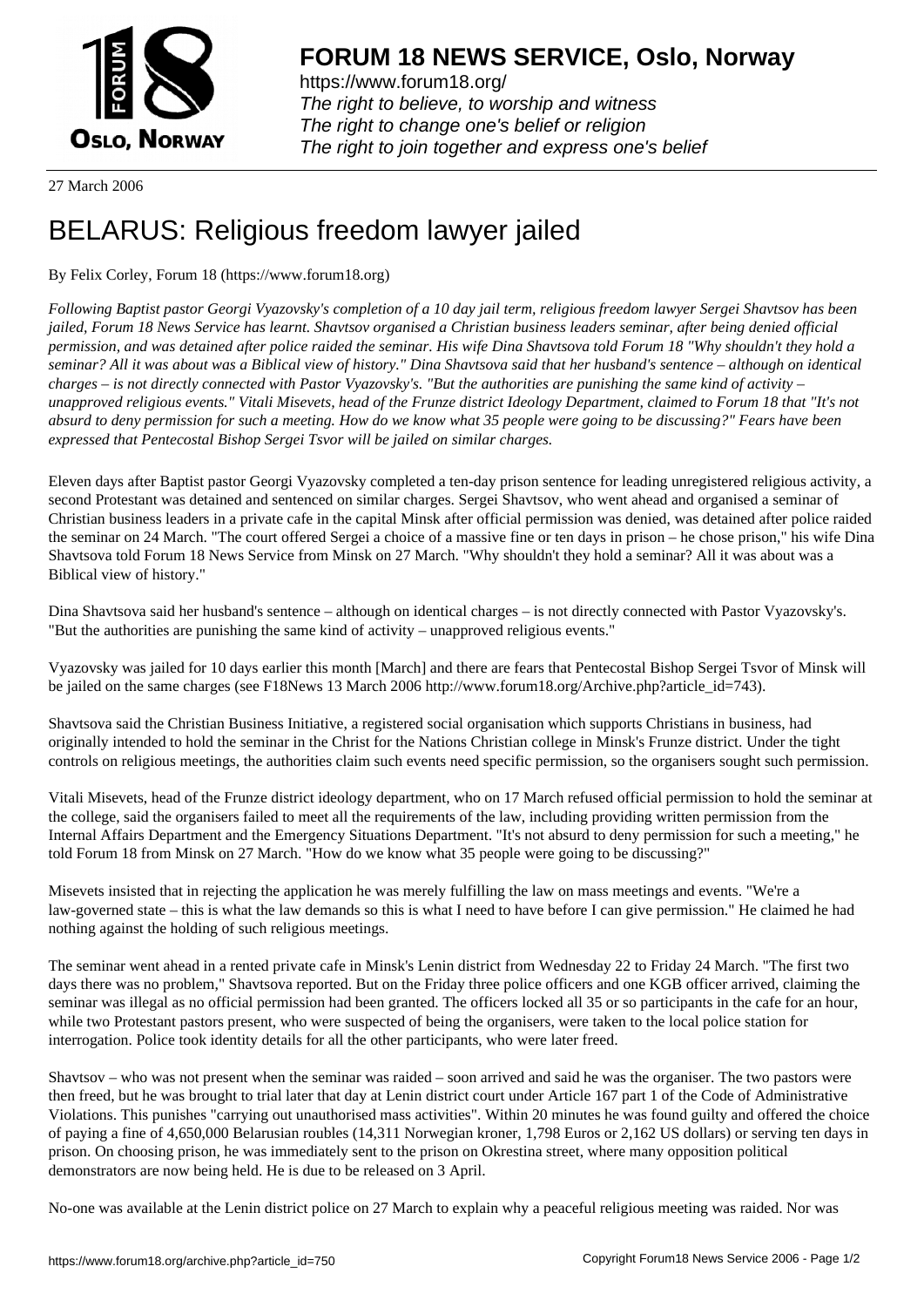# FORUM 18 NEWS SERVICE, Oslo, Norway

https://www.forum18.org/
*The right to believe, to worship and witness*
*The right to change one's belief or religion*
*The right to join together and express one's belief*

27 March 2006

# BELARUS: Religious freedom lawyer jailed

By Felix Corley, Forum 18 (https://www.forum18.org)

*Following Baptist pastor Georgi Vyazovsky's completion of a 10 day jail term, religious freedom lawyer Sergei Shavtsov has been jailed, Forum 18 News Service has learnt. Shavtsov organised a Christian business leaders seminar, after being denied official permission, and was detained after police raided the seminar. His wife Dina Shavtsova told Forum 18 "Why shouldn't they hold a seminar? All it was about was a Biblical view of history." Dina Shavtsova said that her husband's sentence – although on identical charges – is not directly connected with Pastor Vyazovsky's. "But the authorities are punishing the same kind of activity – unapproved religious events." Vitali Misevets, head of the Frunze district Ideology Department, claimed to Forum 18 that "It's not absurd to deny permission for such a meeting. How do we know what 35 people were going to be discussing?" Fears have been expressed that Pentecostal Bishop Sergei Tsvor will be jailed on similar charges.*

Eleven days after Baptist pastor Georgi Vyazovsky completed a ten-day prison sentence for leading unregistered religious activity, a second Protestant was detained and sentenced on similar charges. Sergei Shavtsov, who went ahead and organised a seminar of Christian business leaders in a private cafe in the capital Minsk after official permission was denied, was detained after police raided the seminar on 24 March. "The court offered Sergei a choice of a massive fine or ten days in prison – he chose prison," his wife Dina Shavtsova told Forum 18 News Service from Minsk on 27 March. "Why shouldn't they hold a seminar? All it was about was a Biblical view of history."

Dina Shavtsova said her husband's sentence – although on identical charges – is not directly connected with Pastor Vyazovsky's. "But the authorities are punishing the same kind of activity – unapproved religious events."

Vyazovsky was jailed for 10 days earlier this month [March] and there are fears that Pentecostal Bishop Sergei Tsvor of Minsk will be jailed on the same charges (see F18News 13 March 2006 http://www.forum18.org/Archive.php?article_id=743).

Shavtsova said the Christian Business Initiative, a registered social organisation which supports Christians in business, had originally intended to hold the seminar in the Christ for the Nations Christian college in Minsk's Frunze district. Under the tight controls on religious meetings, the authorities claim such events need specific permission, so the organisers sought such permission.

Vitali Misevets, head of the Frunze district ideology department, who on 17 March refused official permission to hold the seminar at the college, said the organisers failed to meet all the requirements of the law, including providing written permission from the Internal Affairs Department and the Emergency Situations Department. "It's not absurd to deny permission for such a meeting," he told Forum 18 from Minsk on 27 March. "How do we know what 35 people were going to be discussing?"

Misevets insisted that in rejecting the application he was merely fulfilling the law on mass meetings and events. "We're a law-governed state – this is what the law demands so this is what I need to have before I can give permission." He claimed he had nothing against the holding of such religious meetings.

The seminar went ahead in a rented private cafe in Minsk's Lenin district from Wednesday 22 to Friday 24 March. "The first two days there was no problem," Shavtsova reported. But on the Friday three police officers and one KGB officer arrived, claiming the seminar was illegal as no official permission had been granted. The officers locked all 35 or so participants in the cafe for an hour, while two Protestant pastors present, who were suspected of being the organisers, were taken to the local police station for interrogation. Police took identity details for all the other participants, who were later freed.

Shavtsov – who was not present when the seminar was raided – soon arrived and said he was the organiser. The two pastors were then freed, but he was brought to trial later that day at Lenin district court under Article 167 part 1 of the Code of Administrative Violations. This punishes "carrying out unauthorised mass activities". Within 20 minutes he was found guilty and offered the choice of paying a fine of 4,650,000 Belarusian roubles (14,311 Norwegian kroner, 1,798 Euros or 2,162 US dollars) or serving ten days in prison. On choosing prison, he was immediately sent to the prison on Okrestina street, where many opposition political demonstrators are now being held. He is due to be released on 3 April.

No-one was available at the Lenin district police on 27 March to explain why a peaceful religious meeting was raided. Nor was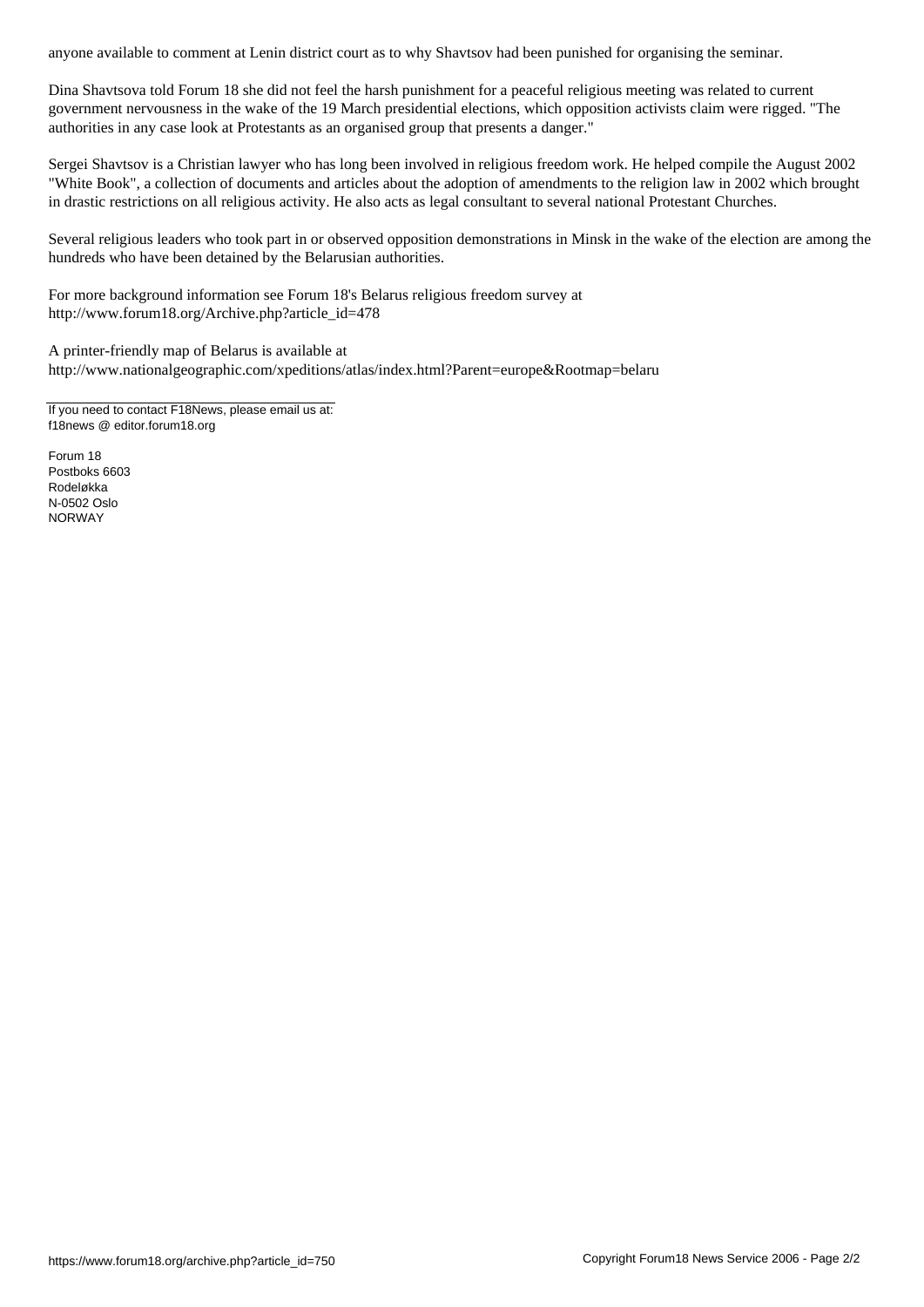anyone available to comment at Lenin district court as to why Shavtsov had been punished for organising the seminar.

Dina Shavtsova told Forum 18 she did not feel the harsh punishment for a peaceful religious meeting was related to current government nervousness in the wake of the 19 March presidential elections, which opposition activists claim were rigged. "The authorities in any case look at Protestants as an organised group that presents a danger."

Sergei Shavtsov is a Christian lawyer who has long been involved in religious freedom work. He helped compile the August 2002 "White Book", a collection of documents and articles about the adoption of amendments to the religion law in 2002 which brought in drastic restrictions on all religious activity. He also acts as legal consultant to several national Protestant Churches.

Several religious leaders who took part in or observed opposition demonstrations in Minsk in the wake of the election are among the hundreds who have been detained by the Belarusian authorities.

For more background information see Forum 18's Belarus religious freedom survey at http://www.forum18.org/Archive.php?article_id=478

A printer-friendly map of Belarus is available at http://www.nationalgeographic.com/xpeditions/atlas/index.html?Parent=europe&Rootmap=belaru

If you need to contact F18News, please email us at:
f18news @ editor.forum18.org

Forum 18
Postboks 6603
Rodeløkka
N-0502 Oslo
NORWAY